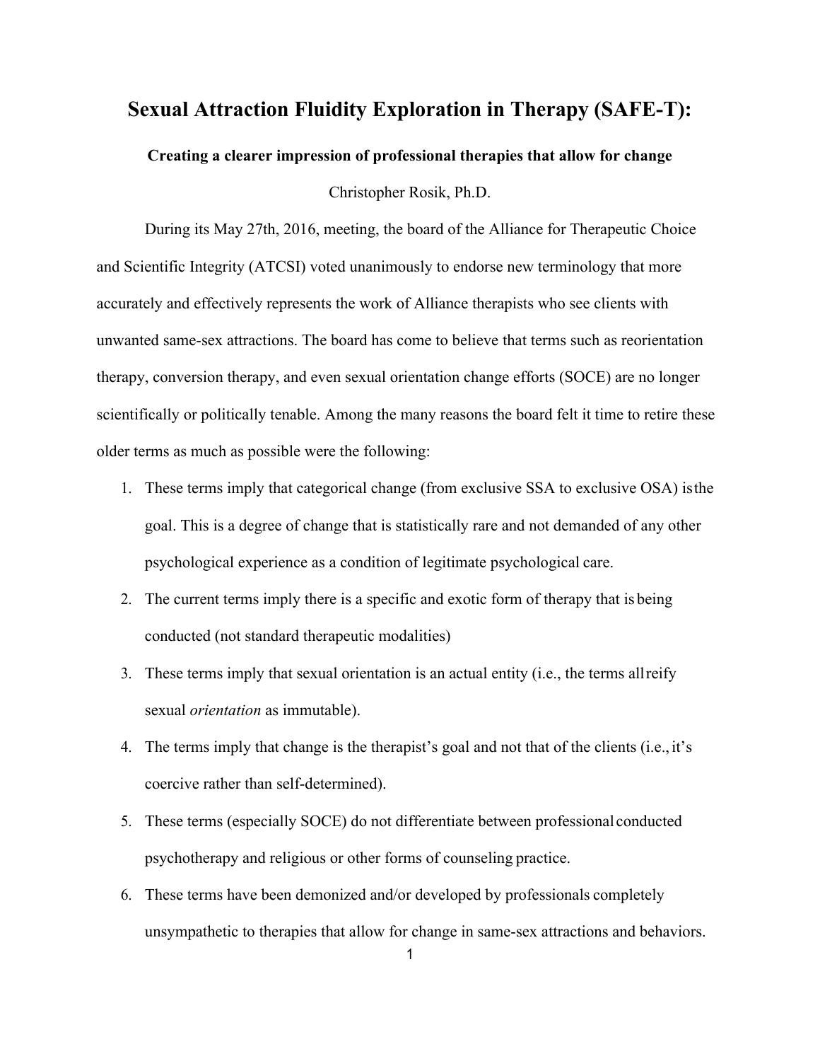# Sexual Attraction Fluidity Exploration in Therapy (SAFE-T):

**Creating a clearer impression of professional therapies that allow for change**

Christopher Rosik, Ph.D.

During its May 27th, 2016, meeting, the board of the Alliance for Therapeutic Choice and Scientific Integrity (ATCSI) voted unanimously to endorse new terminology that more accurately and effectively represents the work of Alliance therapists who see clients with unwanted same-sex attractions. The board has come to believe that terms such as reorientation therapy, conversion therapy, and even sexual orientation change efforts (SOCE) are no longer scientifically or politically tenable. Among the many reasons the board felt it time to retire these older terms as much as possible were the following:

1. These terms imply that categorical change (from exclusive SSA to exclusive OSA) is the goal. This is a degree of change that is statistically rare and not demanded of any other psychological experience as a condition of legitimate psychological care.
2. The current terms imply there is a specific and exotic form of therapy that is being conducted (not standard therapeutic modalities)
3. These terms imply that sexual orientation is an actual entity (i.e., the terms all reify sexual *orientation* as immutable).
4. The terms imply that change is the therapist's goal and not that of the clients (i.e., it's coercive rather than self-determined).
5. These terms (especially SOCE) do not differentiate between professional conducted psychotherapy and religious or other forms of counseling practice.
6. These terms have been demonized and/or developed by professionals completely unsympathetic to therapies that allow for change in same-sex attractions and behaviors.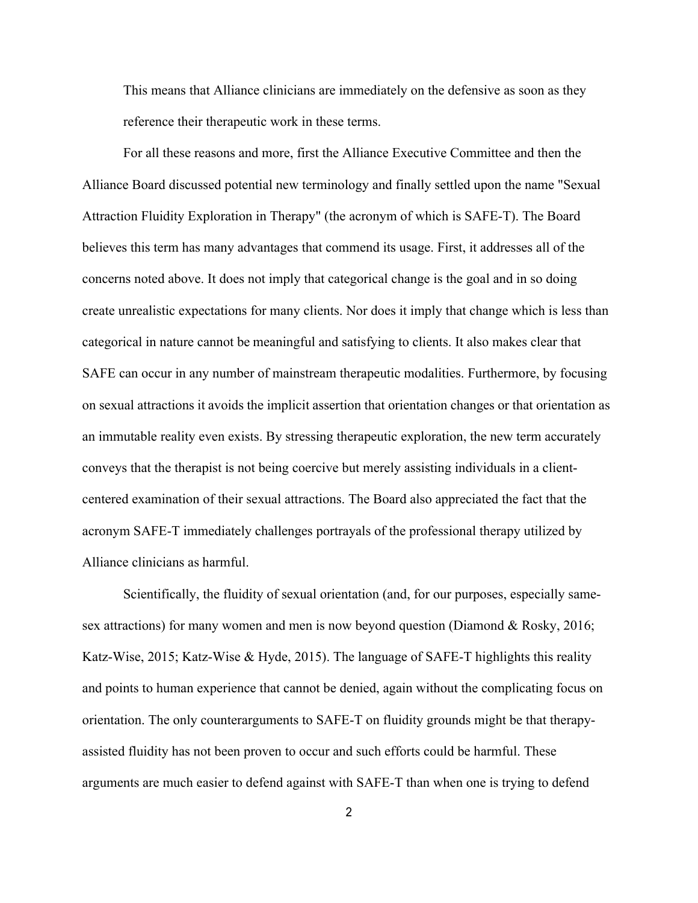This means that Alliance clinicians are immediately on the defensive as soon as they reference their therapeutic work in these terms.

For all these reasons and more, first the Alliance Executive Committee and then the Alliance Board discussed potential new terminology and finally settled upon the name "Sexual Attraction Fluidity Exploration in Therapy" (the acronym of which is SAFE-T). The Board believes this term has many advantages that commend its usage. First, it addresses all of the concerns noted above. It does not imply that categorical change is the goal and in so doing create unrealistic expectations for many clients. Nor does it imply that change which is less than categorical in nature cannot be meaningful and satisfying to clients. It also makes clear that SAFE can occur in any number of mainstream therapeutic modalities. Furthermore, by focusing on sexual attractions it avoids the implicit assertion that orientation changes or that orientation as an immutable reality even exists. By stressing therapeutic exploration, the new term accurately conveys that the therapist is not being coercive but merely assisting individuals in a client-centered examination of their sexual attractions. The Board also appreciated the fact that the acronym SAFE-T immediately challenges portrayals of the professional therapy utilized by Alliance clinicians as harmful.

Scientifically, the fluidity of sexual orientation (and, for our purposes, especially same-sex attractions) for many women and men is now beyond question (Diamond & Rosky, 2016; Katz-Wise, 2015; Katz-Wise & Hyde, 2015). The language of SAFE-T highlights this reality and points to human experience that cannot be denied, again without the complicating focus on orientation. The only counterarguments to SAFE-T on fluidity grounds might be that therapy-assisted fluidity has not been proven to occur and such efforts could be harmful. These arguments are much easier to defend against with SAFE-T than when one is trying to defend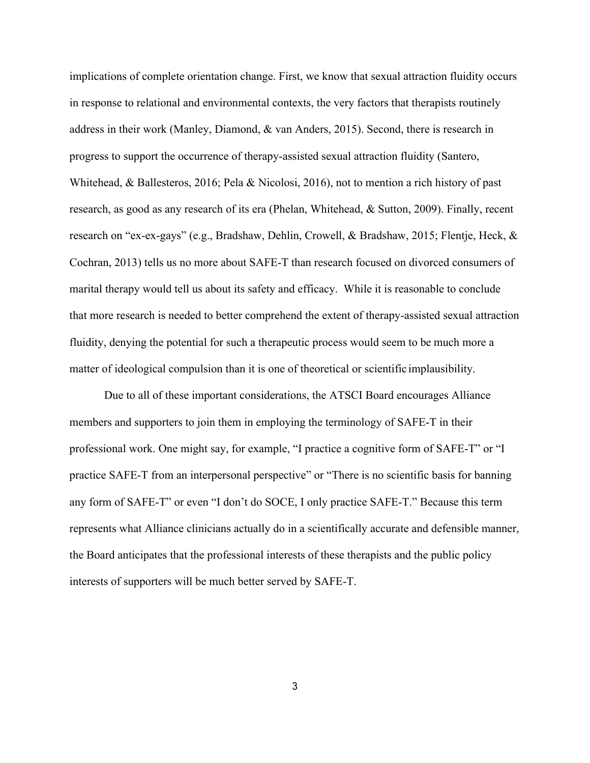implications of complete orientation change. First, we know that sexual attraction fluidity occurs in response to relational and environmental contexts, the very factors that therapists routinely address in their work (Manley, Diamond, & van Anders, 2015). Second, there is research in progress to support the occurrence of therapy-assisted sexual attraction fluidity (Santero, Whitehead, & Ballesteros, 2016; Pela & Nicolosi, 2016), not to mention a rich history of past research, as good as any research of its era (Phelan, Whitehead, & Sutton, 2009). Finally, recent research on "ex-ex-gays" (e.g., Bradshaw, Dehlin, Crowell, & Bradshaw, 2015; Flentje, Heck, & Cochran, 2013) tells us no more about SAFE-T than research focused on divorced consumers of marital therapy would tell us about its safety and efficacy. While it is reasonable to conclude that more research is needed to better comprehend the extent of therapy-assisted sexual attraction fluidity, denying the potential for such a therapeutic process would seem to be much more a matter of ideological compulsion than it is one of theoretical or scientific implausibility.

Due to all of these important considerations, the ATSCI Board encourages Alliance members and supporters to join them in employing the terminology of SAFE-T in their professional work. One might say, for example, "I practice a cognitive form of SAFE-T" or "I practice SAFE-T from an interpersonal perspective" or "There is no scientific basis for banning any form of SAFE-T" or even "I don't do SOCE, I only practice SAFE-T." Because this term represents what Alliance clinicians actually do in a scientifically accurate and defensible manner, the Board anticipates that the professional interests of these therapists and the public policy interests of supporters will be much better served by SAFE-T.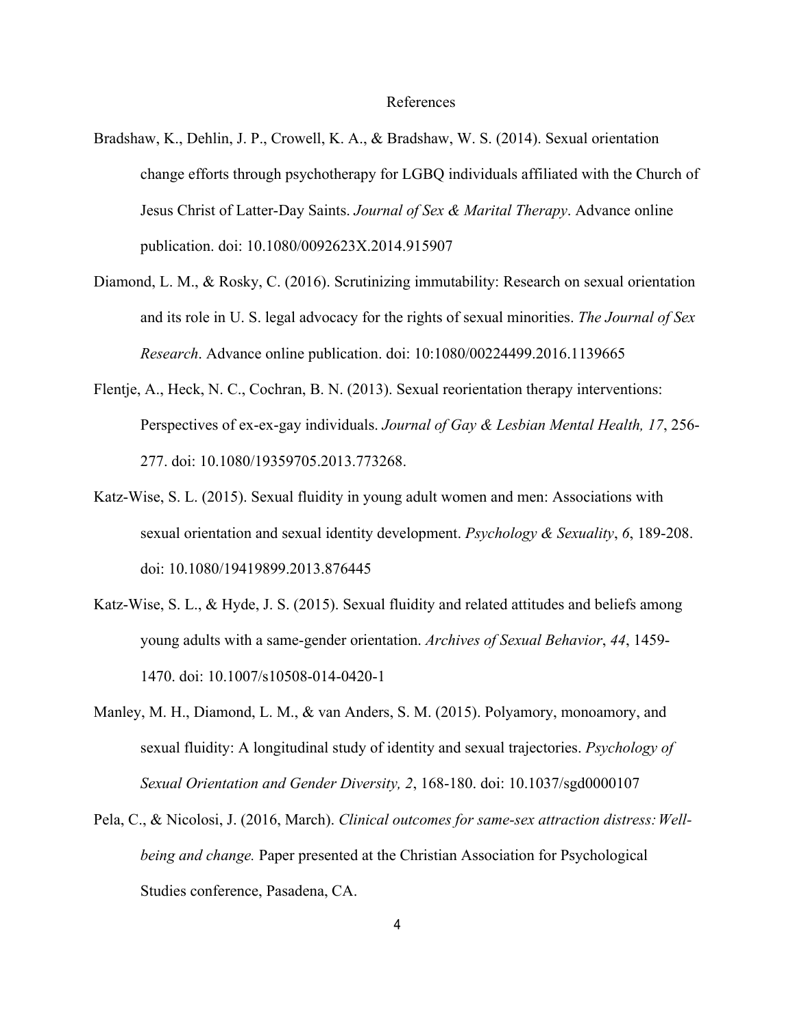# References

Bradshaw, K., Dehlin, J. P., Crowell, K. A., & Bradshaw, W. S. (2014). Sexual orientation change efforts through psychotherapy for LGBQ individuals affiliated with the Church of Jesus Christ of Latter-Day Saints. *Journal of Sex & Marital Therapy*. Advance online publication. doi: 10.1080/0092623X.2014.915907

Diamond, L. M., & Rosky, C. (2016). Scrutinizing immutability: Research on sexual orientation and its role in U. S. legal advocacy for the rights of sexual minorities. *The Journal of Sex Research*. Advance online publication. doi: 10:1080/00224499.2016.1139665

Flentje, A., Heck, N. C., Cochran, B. N. (2013). Sexual reorientation therapy interventions: Perspectives of ex-ex-gay individuals. *Journal of Gay & Lesbian Mental Health, 17*, 256-277. doi: 10.1080/19359705.2013.773268.

Katz-Wise, S. L. (2015). Sexual fluidity in young adult women and men: Associations with sexual orientation and sexual identity development. *Psychology & Sexuality*, *6*, 189-208. doi: 10.1080/19419899.2013.876445

Katz-Wise, S. L., & Hyde, J. S. (2015). Sexual fluidity and related attitudes and beliefs among young adults with a same-gender orientation. *Archives of Sexual Behavior*, *44*, 1459-1470. doi: 10.1007/s10508-014-0420-1

Manley, M. H., Diamond, L. M., & van Anders, S. M. (2015). Polyamory, monoamory, and sexual fluidity: A longitudinal study of identity and sexual trajectories. *Psychology of Sexual Orientation and Gender Diversity, 2*, 168-180. doi: 10.1037/sgd0000107

Pela, C., & Nicolosi, J. (2016, March). *Clinical outcomes for same-sex attraction distress: Well-being and change.* Paper presented at the Christian Association for Psychological Studies conference, Pasadena, CA.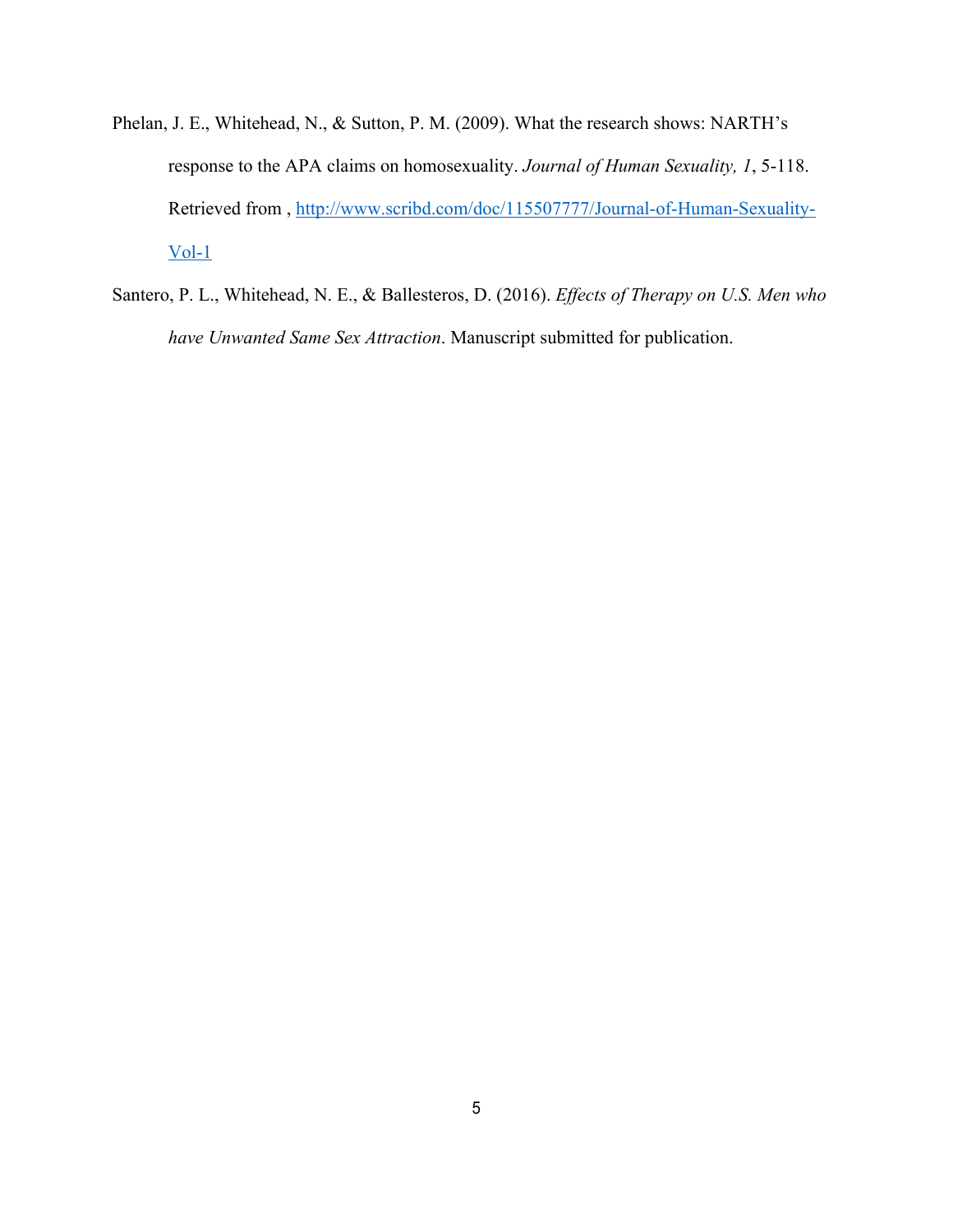Phelan, J. E., Whitehead, N., & Sutton, P. M. (2009). What the research shows: NARTH's response to the APA claims on homosexuality. *Journal of Human Sexuality, 1*, 5-118. Retrieved from , http://www.scribd.com/doc/115507777/Journal-of-Human-Sexuality-Vol-1

Santero, P. L., Whitehead, N. E., & Ballesteros, D. (2016). *Effects of Therapy on U.S. Men who have Unwanted Same Sex Attraction*. Manuscript submitted for publication.